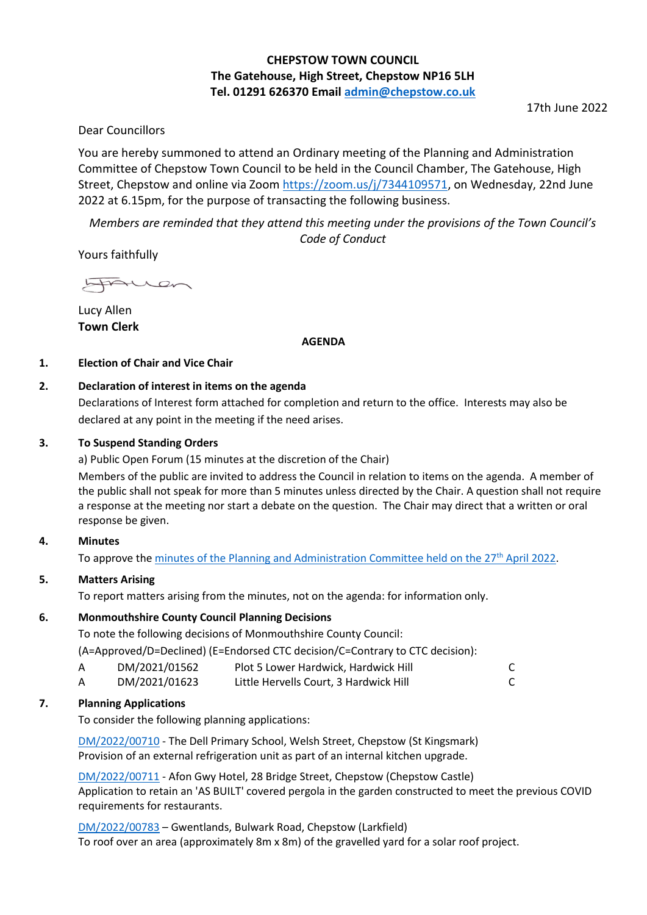**CHEPSTOW TOWN COUNCIL**
**The Gatehouse, High Street, Chepstow NP16 5LH**
**Tel. 01291 626370 Email admin@chepstow.co.uk**

17th June 2022

Dear Councillors

You are hereby summoned to attend an Ordinary meeting of the Planning and Administration Committee of Chepstow Town Council to be held in the Council Chamber, The Gatehouse, High Street, Chepstow and online via Zoom https://zoom.us/j/7344109571, on Wednesday, 22nd June 2022 at 6.15pm, for the purpose of transacting the following business.

*Members are reminded that they attend this meeting under the provisions of the Town Council's Code of Conduct*

Yours faithfully

Lucy Allen
**Town Clerk**

**AGENDA**

**1. Election of Chair and Vice Chair**

**2. Declaration of interest in items on the agenda**

Declarations of Interest form attached for completion and return to the office. Interests may also be declared at any point in the meeting if the need arises.

**3. To Suspend Standing Orders**

a) Public Open Forum (15 minutes at the discretion of the Chair)

Members of the public are invited to address the Council in relation to items on the agenda. A member of the public shall not speak for more than 5 minutes unless directed by the Chair. A question shall not require a response at the meeting nor start a debate on the question. The Chair may direct that a written or oral response be given.

**4. Minutes**

To approve the minutes of the Planning and Administration Committee held on the 27th April 2022.

**5. Matters Arising**

To report matters arising from the minutes, not on the agenda: for information only.

**6. Monmouthshire County Council Planning Decisions**

To note the following decisions of Monmouthshire County Council:

(A=Approved/D=Declined) (E=Endorsed CTC decision/C=Contrary to CTC decision):

| | | | |
|---|---|---|---|
| A | DM/2021/01562 | Plot 5 Lower Hardwick, Hardwick Hill | C |
| A | DM/2021/01623 | Little Hervells Court, 3 Hardwick Hill | C |

**7. Planning Applications**

To consider the following planning applications:

DM/2022/00710 - The Dell Primary School, Welsh Street, Chepstow (St Kingsmark)
Provision of an external refrigeration unit as part of an internal kitchen upgrade.

DM/2022/00711 - Afon Gwy Hotel, 28 Bridge Street, Chepstow (Chepstow Castle)
Application to retain an 'AS BUILT' covered pergola in the garden constructed to meet the previous COVID requirements for restaurants.

DM/2022/00783 – Gwentlands, Bulwark Road, Chepstow (Larkfield)
To roof over an area (approximately 8m x 8m) of the gravelled yard for a solar roof project.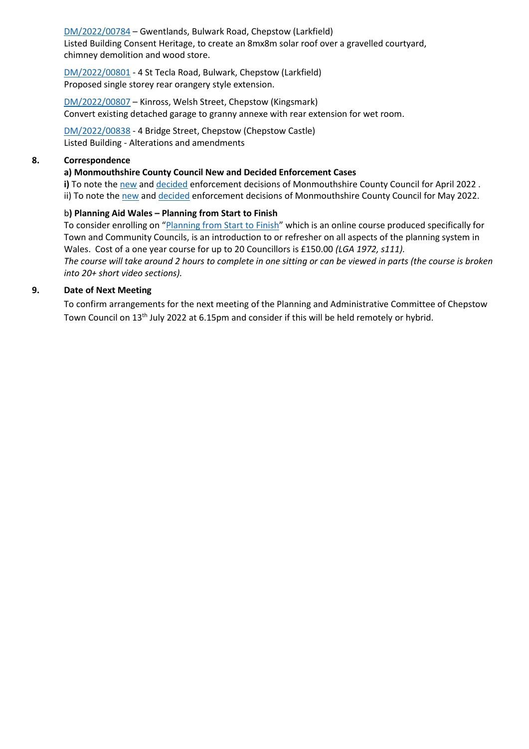DM/2022/00784 – Gwentlands, Bulwark Road, Chepstow (Larkfield)
Listed Building Consent Heritage, to create an 8mx8m solar roof over a gravelled courtyard, chimney demolition and wood store.

DM/2022/00801 - 4 St Tecla Road, Bulwark, Chepstow (Larkfield)
Proposed single storey rear orangery style extension.

DM/2022/00807 – Kinross, Welsh Street, Chepstow (Kingsmark)
Convert existing detached garage to granny annexe with rear extension for wet room.

DM/2022/00838 - 4 Bridge Street, Chepstow (Chepstow Castle)
Listed Building - Alterations and amendments

**8. Correspondence**

**a) Monmouthshire County Council New and Decided Enforcement Cases**

**i)** To note the new and decided enforcement decisions of Monmouthshire County Council for April 2022 .
ii) To note the new and decided enforcement decisions of Monmouthshire County Council for May 2022.

b**) Planning Aid Wales – Planning from Start to Finish**

To consider enrolling on "Planning from Start to Finish" which is an online course produced specifically for Town and Community Councils, is an introduction to or refresher on all aspects of the planning system in Wales. Cost of a one year course for up to 20 Councillors is £150.00 *(LGA 1972, s111).*
*The course will take around 2 hours to complete in one sitting or can be viewed in parts (the course is broken into 20+ short video sections).*

**9. Date of Next Meeting**

To confirm arrangements for the next meeting of the Planning and Administrative Committee of Chepstow Town Council on 13th July 2022 at 6.15pm and consider if this will be held remotely or hybrid.